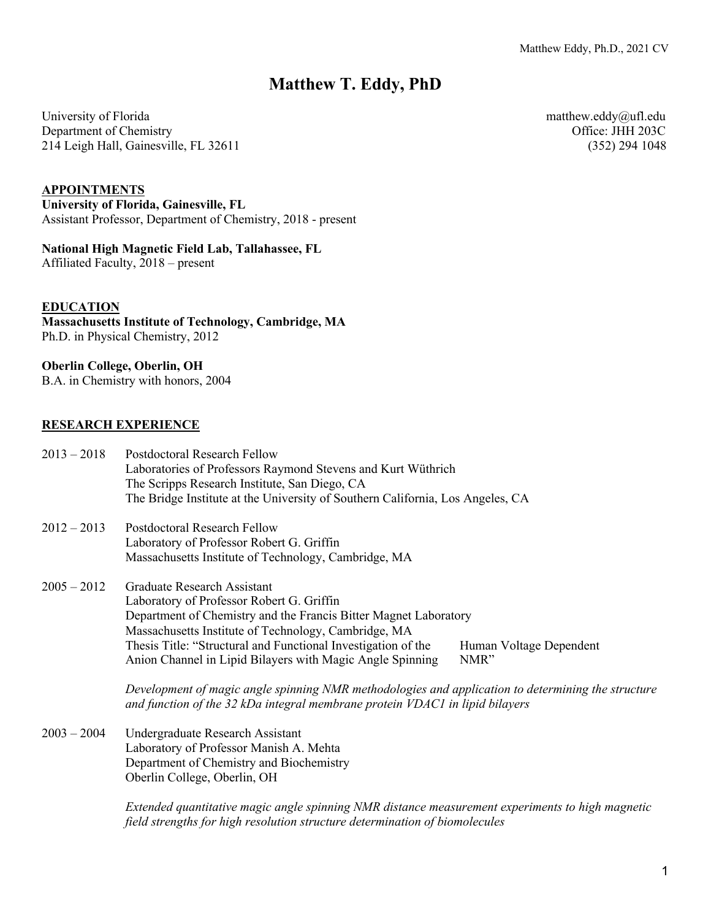# Matthew T. Eddy, PhD

University of Florida
Department of Chemistry
214 Leigh Hall, Gainesville, FL 32611

matthew.eddy@ufl.edu
Office: JHH 203C
(352) 294 1048

## APPOINTMENTS

**University of Florida, Gainesville, FL**
Assistant Professor, Department of Chemistry, 2018 - present

**National High Magnetic Field Lab, Tallahassee, FL**
Affiliated Faculty, 2018 – present

## EDUCATION

**Massachusetts Institute of Technology, Cambridge, MA**
Ph.D. in Physical Chemistry, 2012

**Oberlin College, Oberlin, OH**
B.A. in Chemistry with honors, 2004

## RESEARCH EXPERIENCE

2013 – 2018 Postdoctoral Research Fellow
Laboratories of Professors Raymond Stevens and Kurt Wüthrich
The Scripps Research Institute, San Diego, CA
The Bridge Institute at the University of Southern California, Los Angeles, CA

2012 – 2013 Postdoctoral Research Fellow
Laboratory of Professor Robert G. Griffin
Massachusetts Institute of Technology, Cambridge, MA

2005 – 2012 Graduate Research Assistant
Laboratory of Professor Robert G. Griffin
Department of Chemistry and the Francis Bitter Magnet Laboratory
Massachusetts Institute of Technology, Cambridge, MA
Thesis Title: "Structural and Functional Investigation of the Human Voltage Dependent Anion Channel in Lipid Bilayers with Magic Angle Spinning NMR"

*Development of magic angle spinning NMR methodologies and application to determining the structure and function of the 32 kDa integral membrane protein VDAC1 in lipid bilayers*

2003 – 2004 Undergraduate Research Assistant
Laboratory of Professor Manish A. Mehta
Department of Chemistry and Biochemistry
Oberlin College, Oberlin, OH

*Extended quantitative magic angle spinning NMR distance measurement experiments to high magnetic field strengths for high resolution structure determination of biomolecules*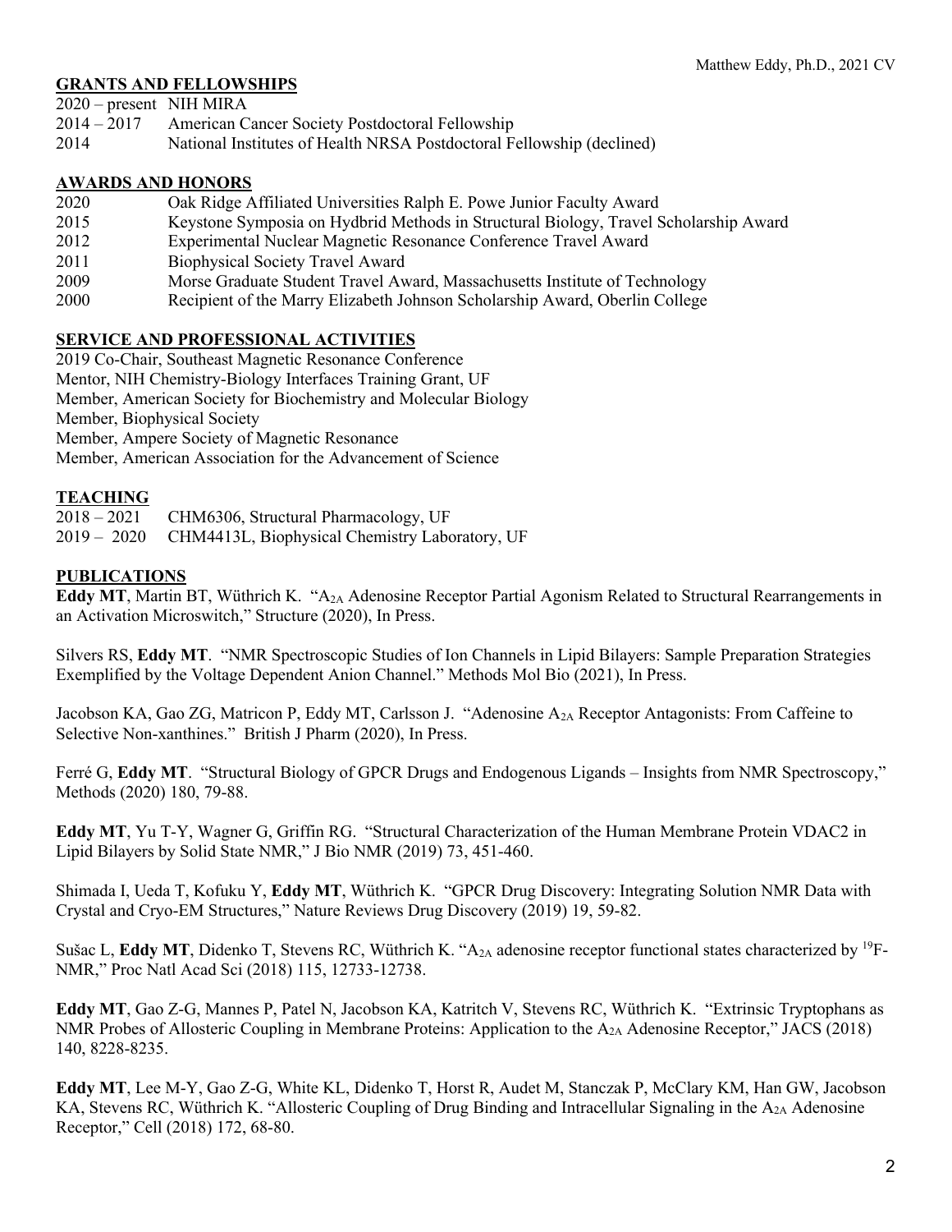## GRANTS AND FELLOWSHIPS

2020 – present NIH MIRA
2014 – 2017 American Cancer Society Postdoctoral Fellowship
2014 National Institutes of Health NRSA Postdoctoral Fellowship (declined)

## AWARDS AND HONORS

2020 Oak Ridge Affiliated Universities Ralph E. Powe Junior Faculty Award
2015 Keystone Symposia on Hydbrid Methods in Structural Biology, Travel Scholarship Award
2012 Experimental Nuclear Magnetic Resonance Conference Travel Award
2011 Biophysical Society Travel Award
2009 Morse Graduate Student Travel Award, Massachusetts Institute of Technology
2000 Recipient of the Marry Elizabeth Johnson Scholarship Award, Oberlin College

## SERVICE AND PROFESSIONAL ACTIVITIES

2019 Co-Chair, Southeast Magnetic Resonance Conference
Mentor, NIH Chemistry-Biology Interfaces Training Grant, UF
Member, American Society for Biochemistry and Molecular Biology
Member, Biophysical Society
Member, Ampere Society of Magnetic Resonance
Member, American Association for the Advancement of Science

## TEACHING

2018 – 2021 CHM6306, Structural Pharmacology, UF
2019 – 2020 CHM4413L, Biophysical Chemistry Laboratory, UF

## PUBLICATIONS

**Eddy MT**, Martin BT, Wüthrich K. "$A_{2A}$ Adenosine Receptor Partial Agonism Related to Structural Rearrangements in an Activation Microswitch," Structure (2020), In Press.

Silvers RS, **Eddy MT**. "NMR Spectroscopic Studies of Ion Channels in Lipid Bilayers: Sample Preparation Strategies Exemplified by the Voltage Dependent Anion Channel." Methods Mol Bio (2021), In Press.

Jacobson KA, Gao ZG, Matricon P, Eddy MT, Carlsson J. "Adenosine $A_{2A}$ Receptor Antagonists: From Caffeine to Selective Non-xanthines." British J Pharm (2020), In Press.

Ferré G, **Eddy MT**. "Structural Biology of GPCR Drugs and Endogenous Ligands – Insights from NMR Spectroscopy," Methods (2020) 180, 79-88.

**Eddy MT**, Yu T-Y, Wagner G, Griffin RG. "Structural Characterization of the Human Membrane Protein VDAC2 in Lipid Bilayers by Solid State NMR," J Bio NMR (2019) 73, 451-460.

Shimada I, Ueda T, Kofuku Y, **Eddy MT**, Wüthrich K. "GPCR Drug Discovery: Integrating Solution NMR Data with Crystal and Cryo-EM Structures," Nature Reviews Drug Discovery (2019) 19, 59-82.

Sušac L, **Eddy MT**, Didenko T, Stevens RC, Wüthrich K. "$A_{2A}$ adenosine receptor functional states characterized by $^{19}$F-NMR," Proc Natl Acad Sci (2018) 115, 12733-12738.

**Eddy MT**, Gao Z-G, Mannes P, Patel N, Jacobson KA, Katritch V, Stevens RC, Wüthrich K. "Extrinsic Tryptophans as NMR Probes of Allosteric Coupling in Membrane Proteins: Application to the $A_{2A}$ Adenosine Receptor," JACS (2018) 140, 8228-8235.

**Eddy MT**, Lee M-Y, Gao Z-G, White KL, Didenko T, Horst R, Audet M, Stanczak P, McClary KM, Han GW, Jacobson KA, Stevens RC, Wüthrich K. "Allosteric Coupling of Drug Binding and Intracellular Signaling in the $A_{2A}$ Adenosine Receptor," Cell (2018) 172, 68-80.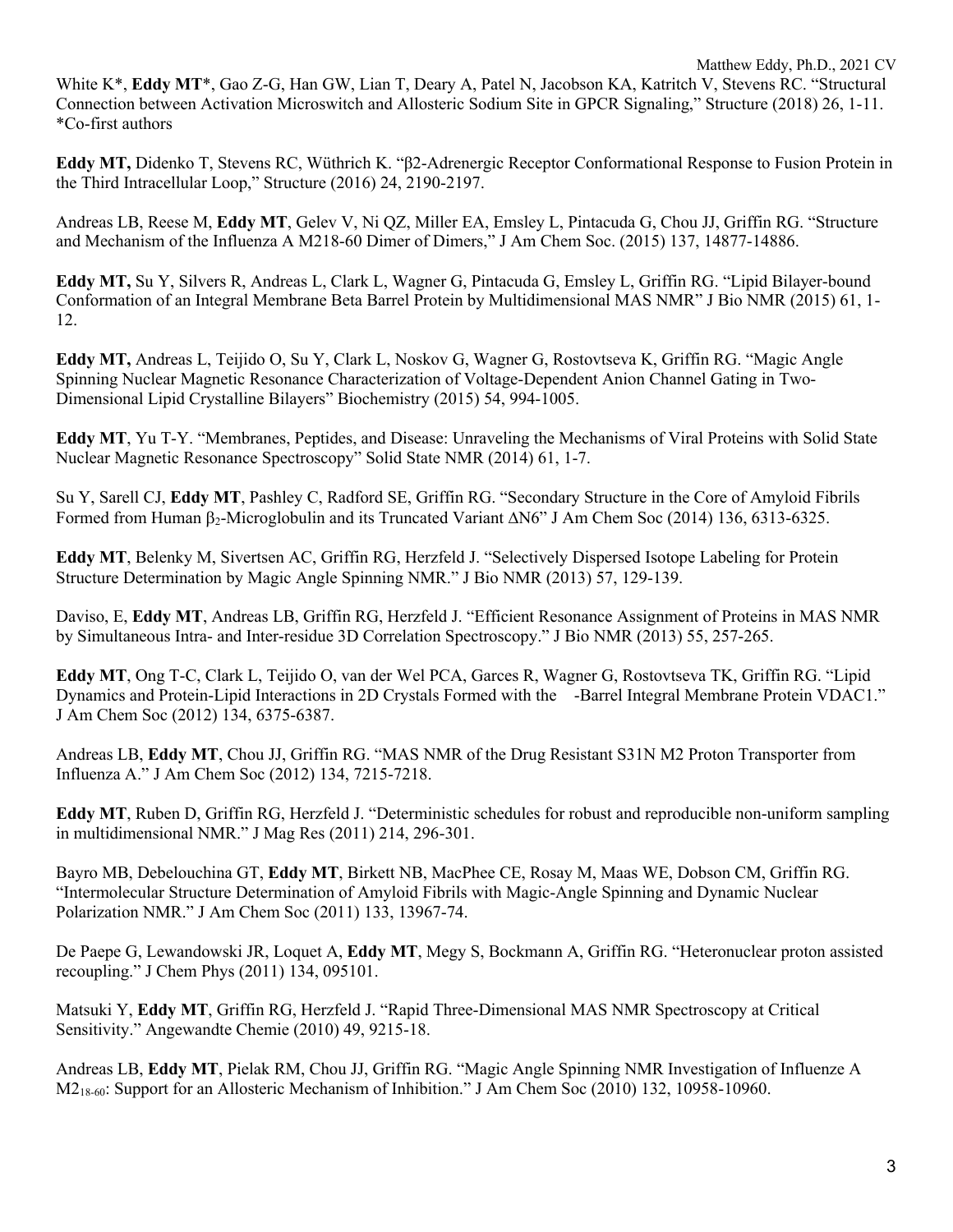White K*, **Eddy MT***, Gao Z-G, Han GW, Lian T, Deary A, Patel N, Jacobson KA, Katritch V, Stevens RC. "Structural Connection between Activation Microswitch and Allosteric Sodium Site in GPCR Signaling," Structure (2018) 26, 1-11. *Co-first authors

**Eddy MT,** Didenko T, Stevens RC, Wüthrich K. "β2-Adrenergic Receptor Conformational Response to Fusion Protein in the Third Intracellular Loop," Structure (2016) 24, 2190-2197.

Andreas LB, Reese M, **Eddy MT**, Gelev V, Ni QZ, Miller EA, Emsley L, Pintacuda G, Chou JJ, Griffin RG. "Structure and Mechanism of the Influenza A M218-60 Dimer of Dimers," J Am Chem Soc. (2015) 137, 14877-14886.

**Eddy MT,** Su Y, Silvers R, Andreas L, Clark L, Wagner G, Pintacuda G, Emsley L, Griffin RG. "Lipid Bilayer-bound Conformation of an Integral Membrane Beta Barrel Protein by Multidimensional MAS NMR" J Bio NMR (2015) 61, 1-12.

**Eddy MT,** Andreas L, Teijido O, Su Y, Clark L, Noskov G, Wagner G, Rostovtseva K, Griffin RG. "Magic Angle Spinning Nuclear Magnetic Resonance Characterization of Voltage-Dependent Anion Channel Gating in Two-Dimensional Lipid Crystalline Bilayers" Biochemistry (2015) 54, 994-1005.

**Eddy MT**, Yu T-Y. "Membranes, Peptides, and Disease: Unraveling the Mechanisms of Viral Proteins with Solid State Nuclear Magnetic Resonance Spectroscopy" Solid State NMR (2014) 61, 1-7.

Su Y, Sarell CJ, **Eddy MT**, Pashley C, Radford SE, Griffin RG. "Secondary Structure in the Core of Amyloid Fibrils Formed from Human $\beta_2$-Microglobulin and its Truncated Variant ΔN6" J Am Chem Soc (2014) 136, 6313-6325.

**Eddy MT**, Belenky M, Sivertsen AC, Griffin RG, Herzfeld J. "Selectively Dispersed Isotope Labeling for Protein Structure Determination by Magic Angle Spinning NMR." J Bio NMR (2013) 57, 129-139.

Daviso, E, **Eddy MT**, Andreas LB, Griffin RG, Herzfeld J. "Efficient Resonance Assignment of Proteins in MAS NMR by Simultaneous Intra- and Inter-residue 3D Correlation Spectroscopy." J Bio NMR (2013) 55, 257-265.

**Eddy MT**, Ong T-C, Clark L, Teijido O, van der Wel PCA, Garces R, Wagner G, Rostovtseva TK, Griffin RG. "Lipid Dynamics and Protein-Lipid Interactions in 2D Crystals Formed with the -Barrel Integral Membrane Protein VDAC1." J Am Chem Soc (2012) 134, 6375-6387.

Andreas LB, **Eddy MT**, Chou JJ, Griffin RG. "MAS NMR of the Drug Resistant S31N M2 Proton Transporter from Influenza A." J Am Chem Soc (2012) 134, 7215-7218.

**Eddy MT**, Ruben D, Griffin RG, Herzfeld J. "Deterministic schedules for robust and reproducible non-uniform sampling in multidimensional NMR." J Mag Res (2011) 214, 296-301.

Bayro MB, Debelouchina GT, **Eddy MT**, Birkett NB, MacPhee CE, Rosay M, Maas WE, Dobson CM, Griffin RG. "Intermolecular Structure Determination of Amyloid Fibrils with Magic-Angle Spinning and Dynamic Nuclear Polarization NMR." J Am Chem Soc (2011) 133, 13967-74.

De Paepe G, Lewandowski JR, Loquet A, **Eddy MT**, Megy S, Bockmann A, Griffin RG. "Heteronuclear proton assisted recoupling." J Chem Phys (2011) 134, 095101.

Matsuki Y, **Eddy MT**, Griffin RG, Herzfeld J. "Rapid Three-Dimensional MAS NMR Spectroscopy at Critical Sensitivity." Angewandte Chemie (2010) 49, 9215-18.

Andreas LB, **Eddy MT**, Pielak RM, Chou JJ, Griffin RG. "Magic Angle Spinning NMR Investigation of Influenze A $M2_{18\text{-}60}$: Support for an Allosteric Mechanism of Inhibition." J Am Chem Soc (2010) 132, 10958-10960.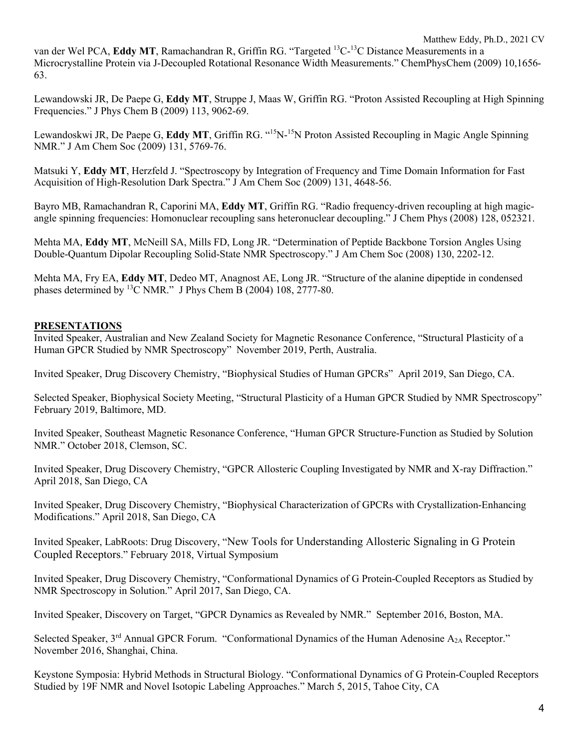van der Wel PCA, **Eddy MT**, Ramachandran R, Griffin RG. "Targeted $^{13}C$-$^{13}C$ Distance Measurements in a Microcrystalline Protein via J-Decoupled Rotational Resonance Width Measurements." ChemPhysChem (2009) 10,1656-63.

Lewandowski JR, De Paepe G, **Eddy MT**, Struppe J, Maas W, Griffin RG. "Proton Assisted Recoupling at High Spinning Frequencies." J Phys Chem B (2009) 113, 9062-69.

Lewandoskwi JR, De Paepe G, **Eddy MT**, Griffin RG. "$^{15}N$-$^{15}N$ Proton Assisted Recoupling in Magic Angle Spinning NMR." J Am Chem Soc (2009) 131, 5769-76.

Matsuki Y, **Eddy MT**, Herzfeld J. "Spectroscopy by Integration of Frequency and Time Domain Information for Fast Acquisition of High-Resolution Dark Spectra." J Am Chem Soc (2009) 131, 4648-56.

Bayro MB, Ramachandran R, Caporini MA, **Eddy MT**, Griffin RG. "Radio frequency-driven recoupling at high magic-angle spinning frequencies: Homonuclear recoupling sans heteronuclear decoupling." J Chem Phys (2008) 128, 052321.

Mehta MA, **Eddy MT**, McNeill SA, Mills FD, Long JR. "Determination of Peptide Backbone Torsion Angles Using Double-Quantum Dipolar Recoupling Solid-State NMR Spectroscopy." J Am Chem Soc (2008) 130, 2202-12.

Mehta MA, Fry EA, **Eddy MT**, Dedeo MT, Anagnost AE, Long JR. "Structure of the alanine dipeptide in condensed phases determined by $^{13}C$ NMR." J Phys Chem B (2004) 108, 2777-80.

## PRESENTATIONS

Invited Speaker, Australian and New Zealand Society for Magnetic Resonance Conference, "Structural Plasticity of a Human GPCR Studied by NMR Spectroscopy" November 2019, Perth, Australia.

Invited Speaker, Drug Discovery Chemistry, "Biophysical Studies of Human GPCRs" April 2019, San Diego, CA.

Selected Speaker, Biophysical Society Meeting, "Structural Plasticity of a Human GPCR Studied by NMR Spectroscopy" February 2019, Baltimore, MD.

Invited Speaker, Southeast Magnetic Resonance Conference, "Human GPCR Structure-Function as Studied by Solution NMR." October 2018, Clemson, SC.

Invited Speaker, Drug Discovery Chemistry, "GPCR Allosteric Coupling Investigated by NMR and X-ray Diffraction." April 2018, San Diego, CA

Invited Speaker, Drug Discovery Chemistry, "Biophysical Characterization of GPCRs with Crystallization-Enhancing Modifications." April 2018, San Diego, CA

Invited Speaker, LabRoots: Drug Discovery, "New Tools for Understanding Allosteric Signaling in G Protein Coupled Receptors." February 2018, Virtual Symposium

Invited Speaker, Drug Discovery Chemistry, "Conformational Dynamics of G Protein-Coupled Receptors as Studied by NMR Spectroscopy in Solution." April 2017, San Diego, CA.

Invited Speaker, Discovery on Target, "GPCR Dynamics as Revealed by NMR." September 2016, Boston, MA.

Selected Speaker, 3rd Annual GPCR Forum. "Conformational Dynamics of the Human Adenosine $A_{2A}$ Receptor." November 2016, Shanghai, China.

Keystone Symposia: Hybrid Methods in Structural Biology. "Conformational Dynamics of G Protein-Coupled Receptors Studied by 19F NMR and Novel Isotopic Labeling Approaches." March 5, 2015, Tahoe City, CA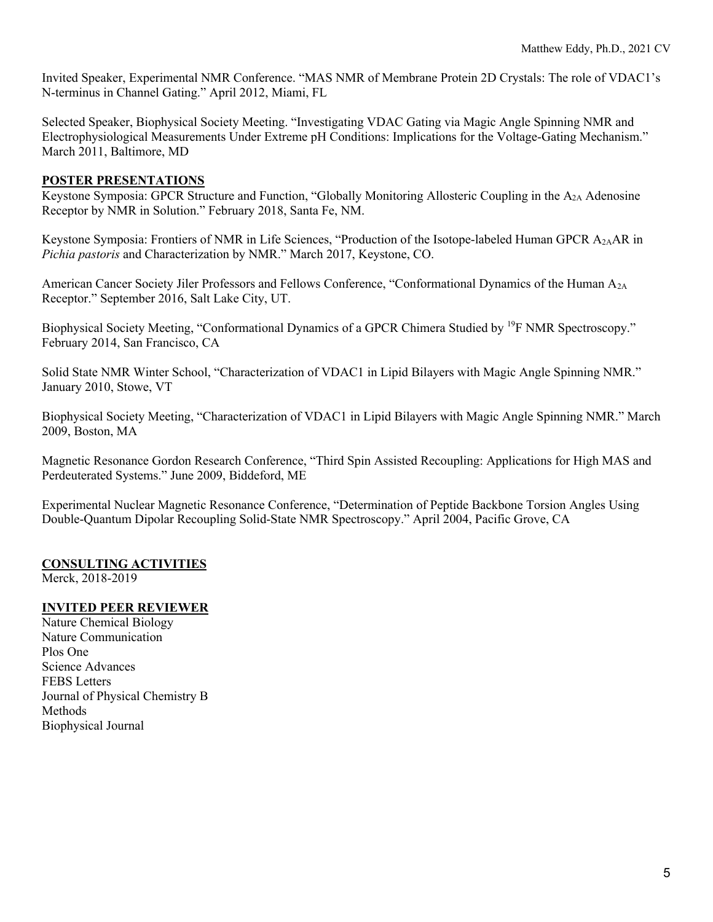Invited Speaker, Experimental NMR Conference. "MAS NMR of Membrane Protein 2D Crystals: The role of VDAC1's N-terminus in Channel Gating." April 2012, Miami, FL

Selected Speaker, Biophysical Society Meeting. "Investigating VDAC Gating via Magic Angle Spinning NMR and Electrophysiological Measurements Under Extreme pH Conditions: Implications for the Voltage-Gating Mechanism." March 2011, Baltimore, MD

## POSTER PRESENTATIONS

Keystone Symposia: GPCR Structure and Function, "Globally Monitoring Allosteric Coupling in the $A_{2A}$ Adenosine Receptor by NMR in Solution." February 2018, Santa Fe, NM.

Keystone Symposia: Frontiers of NMR in Life Sciences, "Production of the Isotope-labeled Human GPCR $A_{2A}$AR in *Pichia pastoris* and Characterization by NMR." March 2017, Keystone, CO.

American Cancer Society Jiler Professors and Fellows Conference, "Conformational Dynamics of the Human $A_{2A}$ Receptor." September 2016, Salt Lake City, UT.

Biophysical Society Meeting, "Conformational Dynamics of a GPCR Chimera Studied by $^{19}$F NMR Spectroscopy." February 2014, San Francisco, CA

Solid State NMR Winter School, "Characterization of VDAC1 in Lipid Bilayers with Magic Angle Spinning NMR." January 2010, Stowe, VT

Biophysical Society Meeting, "Characterization of VDAC1 in Lipid Bilayers with Magic Angle Spinning NMR." March 2009, Boston, MA

Magnetic Resonance Gordon Research Conference, "Third Spin Assisted Recoupling: Applications for High MAS and Perdeuterated Systems." June 2009, Biddeford, ME

Experimental Nuclear Magnetic Resonance Conference, "Determination of Peptide Backbone Torsion Angles Using Double-Quantum Dipolar Recoupling Solid-State NMR Spectroscopy." April 2004, Pacific Grove, CA

## CONSULTING ACTIVITIES

Merck, 2018-2019

## INVITED PEER REVIEWER

Nature Chemical Biology
Nature Communication
Plos One
Science Advances
FEBS Letters
Journal of Physical Chemistry B
Methods
Biophysical Journal